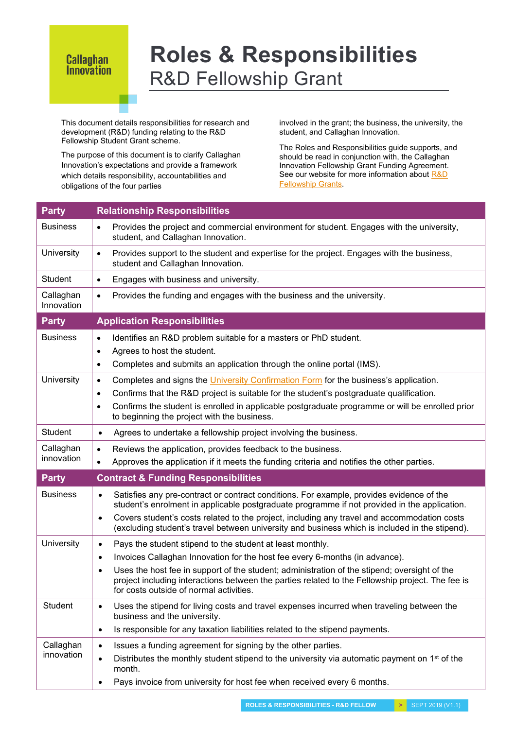Callaghan Innovation

# Roles & Responsibilities

## R&D Fellowship Grant

This document details responsibilities for research and development (R&D) funding relating to the R&D Fellowship Student Grant scheme.

The purpose of this document is to clarify Callaghan Innovation's expectations and provide a framework which details responsibility, accountabilities and obligations of the four parties involved in the grant; the business, the university, the student, and Callaghan Innovation.

The Roles and Responsibilities guide supports, and should be read in conjunction with, the Callaghan Innovation Fellowship Grant Funding Agreement. See our website for more information about R&D Fellowship Grants.

| Party | Relationship Responsibilities |
|---|---|
| Business | • Provides the project and commercial environment for student. Engages with the university, student, and Callaghan Innovation. |
| University | • Provides support to the student and expertise for the project. Engages with the business, student and Callaghan Innovation. |
| Student | • Engages with business and university. |
| Callaghan Innovation | • Provides the funding and engages with the business and the university. |
| **Party** | **Application Responsibilities** |
| Business | • Identifies an R&D problem suitable for a masters or PhD student.<br>• Agrees to host the student.<br>• Completes and submits an application through the online portal (IMS). |
| University | • Completes and signs the University Confirmation Form for the business's application.<br>• Confirms that the R&D project is suitable for the student's postgraduate qualification.<br>• Confirms the student is enrolled in applicable postgraduate programme or will be enrolled prior to beginning the project with the business. |
| Student | • Agrees to undertake a fellowship project involving the business. |
| Callaghan innovation | • Reviews the application, provides feedback to the business.<br>• Approves the application if it meets the funding criteria and notifies the other parties. |
| **Party** | **Contract & Funding Responsibilities** |
| Business | • Satisfies any pre-contract or contract conditions. For example, provides evidence of the student's enrolment in applicable postgraduate programme if not provided in the application.<br>• Covers student's costs related to the project, including any travel and accommodation costs (excluding student's travel between university and business which is included in the stipend). |
| University | • Pays the student stipend to the student at least monthly.<br>• Invoices Callaghan Innovation for the host fee every 6-months (in advance).<br>• Uses the host fee in support of the student; administration of the stipend; oversight of the project including interactions between the parties related to the Fellowship project. The fee is for costs outside of normal activities. |
| Student | • Uses the stipend for living costs and travel expenses incurred when traveling between the business and the university.<br>• Is responsible for any taxation liabilities related to the stipend payments. |
| Callaghan innovation | • Issues a funding agreement for signing by the other parties.<br>• Distributes the monthly student stipend to the university via automatic payment on 1st of the month.<br>• Pays invoice from university for host fee when received every 6 months. |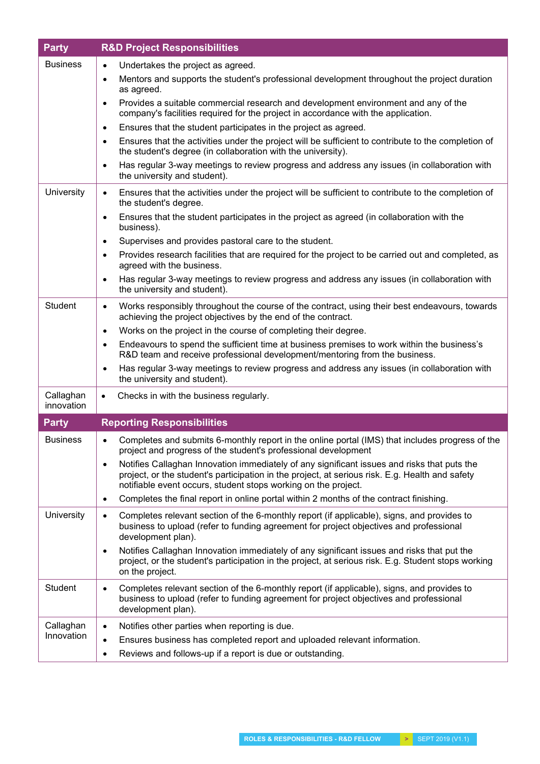| Party | R&D Project Responsibilities |
|---|---|
| Business | • Undertakes the project as agreed.<br>• Mentors and supports the student's professional development throughout the project duration as agreed.<br>• Provides a suitable commercial research and development environment and any of the company's facilities required for the project in accordance with the application.<br>• Ensures that the student participates in the project as agreed.<br>• Ensures that the activities under the project will be sufficient to contribute to the completion of the student's degree (in collaboration with the university).<br>• Has regular 3-way meetings to review progress and address any issues (in collaboration with the university and student). |
| University | • Ensures that the activities under the project will be sufficient to contribute to the completion of the student's degree.<br>• Ensures that the student participates in the project as agreed (in collaboration with the business).<br>• Supervises and provides pastoral care to the student.<br>• Provides research facilities that are required for the project to be carried out and completed, as agreed with the business.<br>• Has regular 3-way meetings to review progress and address any issues (in collaboration with the university and student). |
| Student | • Works responsibly throughout the course of the contract, using their best endeavours, towards achieving the project objectives by the end of the contract.<br>• Works on the project in the course of completing their degree.<br>• Endeavours to spend the sufficient time at business premises to work within the business's R&D team and receive professional development/mentoring from the business.<br>• Has regular 3-way meetings to review progress and address any issues (in collaboration with the university and student). |
| Callaghan innovation | • Checks in with the business regularly. |
| **Party** | **Reporting Responsibilities** |
| Business | • Completes and submits 6-monthly report in the online portal (IMS) that includes progress of the project and progress of the student's professional development<br>• Notifies Callaghan Innovation immediately of any significant issues and risks that puts the project, or the student's participation in the project, at serious risk. E.g. Health and safety notifiable event occurs, student stops working on the project.<br>• Completes the final report in online portal within 2 months of the contract finishing. |
| University | • Completes relevant section of the 6-monthly report (if applicable), signs, and provides to business to upload (refer to funding agreement for project objectives and professional development plan).<br>• Notifies Callaghan Innovation immediately of any significant issues and risks that put the project, or the student's participation in the project, at serious risk. E.g. Student stops working on the project. |
| Student | • Completes relevant section of the 6-monthly report (if applicable), signs, and provides to business to upload (refer to funding agreement for project objectives and professional development plan). |
| Callaghan Innovation | • Notifies other parties when reporting is due.<br>• Ensures business has completed report and uploaded relevant information.<br>• Reviews and follows-up if a report is due or outstanding. |